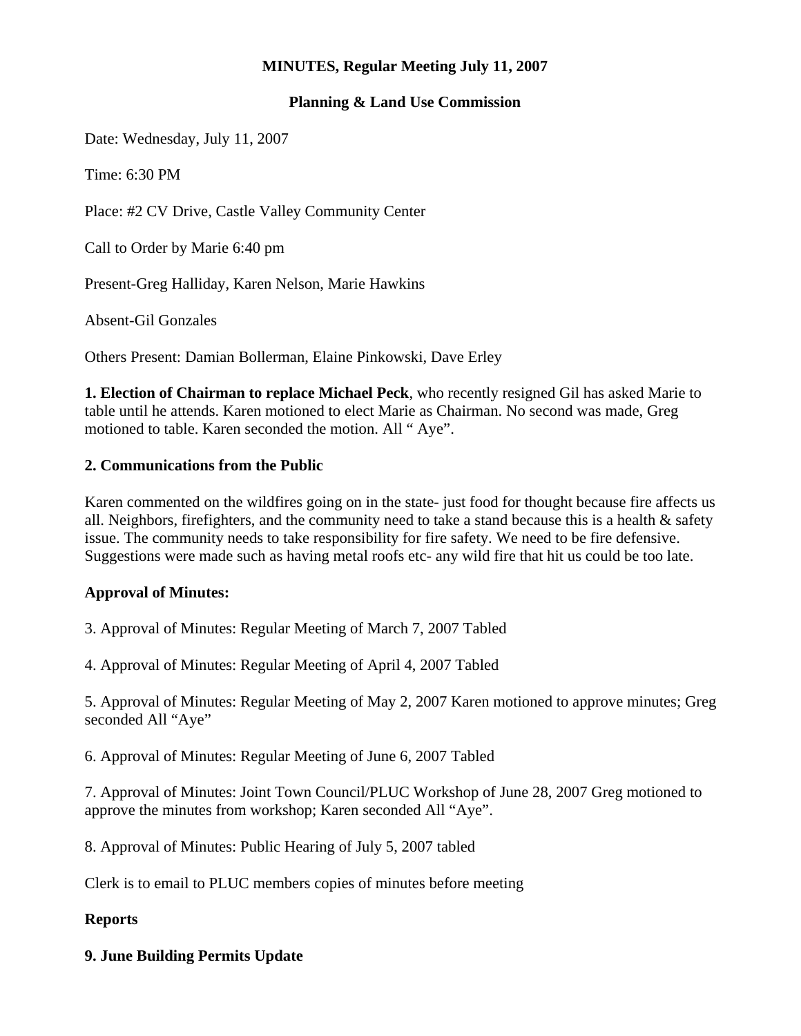**MINUTES, Regular Meeting July 11, 2007**

**Planning & Land Use Commission**

Date: Wednesday, July 11, 2007

Time: 6:30 PM

Place: #2 CV Drive, Castle Valley Community Center

Call to Order by Marie 6:40 pm

Present-Greg Halliday, Karen Nelson, Marie Hawkins

Absent-Gil Gonzales

Others Present: Damian Bollerman, Elaine Pinkowski, Dave Erley

**1. Election of Chairman to replace Michael Peck**, who recently resigned Gil has asked Marie to table until he attends. Karen motioned to elect Marie as Chairman. No second was made, Greg motioned to table. Karen seconded the motion. All " Aye".

**2. Communications from the Public**

Karen commented on the wildfires going on in the state- just food for thought because fire affects us all. Neighbors, firefighters, and the community need to take a stand because this is a health & safety issue. The community needs to take responsibility for fire safety. We need to be fire defensive. Suggestions were made such as having metal roofs etc- any wild fire that hit us could be too late.

**Approval of Minutes:**

3. Approval of Minutes: Regular Meeting of March 7, 2007 Tabled

4. Approval of Minutes: Regular Meeting of April 4, 2007 Tabled

5. Approval of Minutes: Regular Meeting of May 2, 2007 Karen motioned to approve minutes; Greg seconded All "Aye"

6. Approval of Minutes: Regular Meeting of June 6, 2007 Tabled

7. Approval of Minutes: Joint Town Council/PLUC Workshop of June 28, 2007 Greg motioned to approve the minutes from workshop; Karen seconded All "Aye".

8. Approval of Minutes: Public Hearing of July 5, 2007 tabled

Clerk is to email to PLUC members copies of minutes before meeting

**Reports**

**9. June Building Permits Update**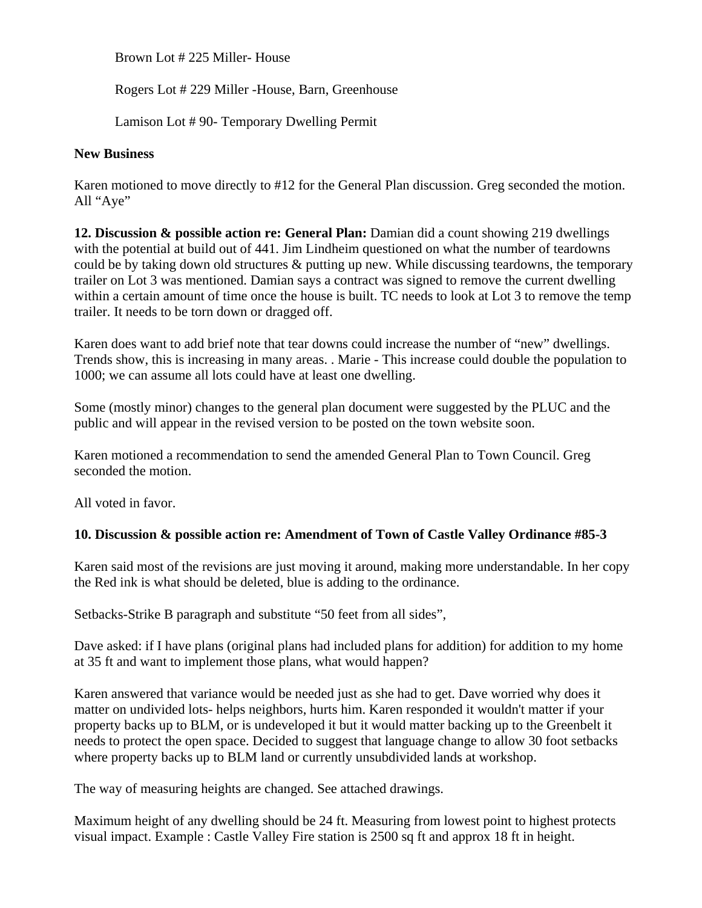Brown Lot # 225 Miller- House

Rogers Lot # 229 Miller -House, Barn, Greenhouse

Lamison Lot # 90- Temporary Dwelling Permit

**New Business**

Karen motioned to move directly to #12 for the General Plan discussion. Greg seconded the motion. All "Aye"

**12. Discussion & possible action re: General Plan:** Damian did a count showing 219 dwellings with the potential at build out of 441. Jim Lindheim questioned on what the number of teardowns could be by taking down old structures & putting up new. While discussing teardowns, the temporary trailer on Lot 3 was mentioned. Damian says a contract was signed to remove the current dwelling within a certain amount of time once the house is built. TC needs to look at Lot 3 to remove the temp trailer. It needs to be torn down or dragged off.

Karen does want to add brief note that tear downs could increase the number of "new" dwellings. Trends show, this is increasing in many areas. . Marie - This increase could double the population to 1000; we can assume all lots could have at least one dwelling.

Some (mostly minor) changes to the general plan document were suggested by the PLUC and the public and will appear in the revised version to be posted on the town website soon.

Karen motioned a recommendation to send the amended General Plan to Town Council. Greg seconded the motion.

All voted in favor.

**10. Discussion & possible action re: Amendment of Town of Castle Valley Ordinance #85-3**

Karen said most of the revisions are just moving it around, making more understandable. In her copy the Red ink is what should be deleted, blue is adding to the ordinance.

Setbacks-Strike B paragraph and substitute "50 feet from all sides",

Dave asked: if I have plans (original plans had included plans for addition) for addition to my home at 35 ft and want to implement those plans, what would happen?

Karen answered that variance would be needed just as she had to get. Dave worried why does it matter on undivided lots- helps neighbors, hurts him. Karen responded it wouldn't matter if your property backs up to BLM, or is undeveloped it but it would matter backing up to the Greenbelt it needs to protect the open space. Decided to suggest that language change to allow 30 foot setbacks where property backs up to BLM land or currently unsubdivided lands at workshop.

The way of measuring heights are changed. See attached drawings.

Maximum height of any dwelling should be 24 ft. Measuring from lowest point to highest protects visual impact. Example : Castle Valley Fire station is 2500 sq ft and approx 18 ft in height.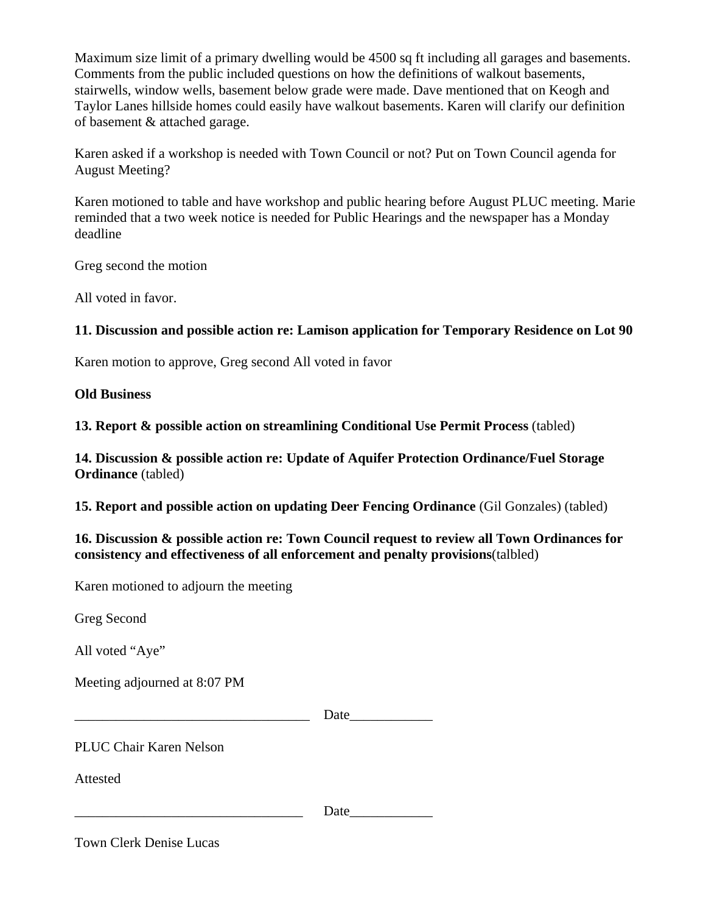Maximum size limit of a primary dwelling would be 4500 sq ft including all garages and basements. Comments from the public included questions on how the definitions of walkout basements, stairwells, window wells, basement below grade were made. Dave mentioned that on Keogh and Taylor Lanes hillside homes could easily have walkout basements. Karen will clarify our definition of basement & attached garage.

Karen asked if a workshop is needed with Town Council or not? Put on Town Council agenda for August Meeting?

Karen motioned to table and have workshop and public hearing before August PLUC meeting. Marie reminded that a two week notice is needed for Public Hearings and the newspaper has a Monday deadline

Greg second the motion

All voted in favor.

**11. Discussion and possible action re: Lamison application for Temporary Residence on Lot 90**

Karen motion to approve, Greg second All voted in favor

**Old Business**

**13. Report & possible action on streamlining Conditional Use Permit Process** (tabled)

**14. Discussion & possible action re: Update of Aquifer Protection Ordinance/Fuel Storage Ordinance** (tabled)

**15. Report and possible action on updating Deer Fencing Ordinance** (Gil Gonzales) (tabled)

**16. Discussion & possible action re: Town Council request to review all Town Ordinances for consistency and effectiveness of all enforcement and penalty provisions**(talbled)

Karen motioned to adjourn the meeting

Greg Second

All voted "Aye"

Meeting adjourned at 8:07 PM

__________________________________ Date____________

PLUC Chair Karen Nelson

Attested

_________________________________ Date____________

Town Clerk Denise Lucas